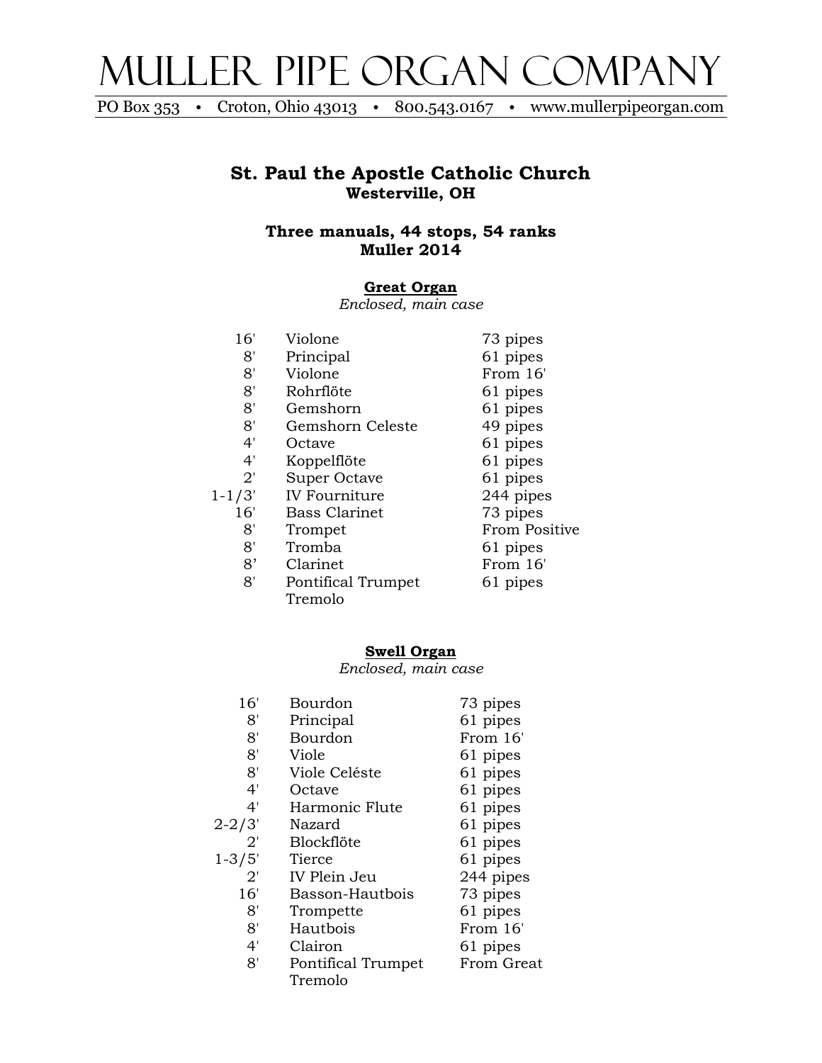# MULLER PIPE ORGAN COMPANY

PO Box 353 • Croton, Ohio 43013 • 800.543.0167 • www.mullerpipeorgan.com

## St. Paul the Apostle Catholic Church
**Westerville, OH**

**Three manuals, 44 stops, 54 ranks**
**Muller 2014**

### Great Organ
*Enclosed, main case*

| | | |
|---|---|---|
| 16' | Violone | 73 pipes |
| 8' | Principal | 61 pipes |
| 8' | Violone | From 16' |
| 8' | Rohrflöte | 61 pipes |
| 8' | Gemshorn | 61 pipes |
| 8' | Gemshorn Celeste | 49 pipes |
| 4' | Octave | 61 pipes |
| 4' | Koppelflöte | 61 pipes |
| 2' | Super Octave | 61 pipes |
| 1-1/3' | IV Fourniture | 244 pipes |
| 16' | Bass Clarinet | 73 pipes |
| 8' | Trompet | From Positive |
| 8' | Tromba | 61 pipes |
| 8’ | Clarinet | From 16' |
| 8' | Pontifical Trumpet | 61 pipes |
| | Tremolo | |

### Swell Organ
*Enclosed, main case*

| | | |
|---|---|---|
| 16' | Bourdon | 73 pipes |
| 8' | Principal | 61 pipes |
| 8' | Bourdon | From 16' |
| 8' | Viole | 61 pipes |
| 8' | Viole Celéste | 61 pipes |
| 4' | Octave | 61 pipes |
| 4' | Harmonic Flute | 61 pipes |
| 2-2/3' | Nazard | 61 pipes |
| 2' | Blockflöte | 61 pipes |
| 1-3/5' | Tierce | 61 pipes |
| 2' | IV Plein Jeu | 244 pipes |
| 16' | Basson-Hautbois | 73 pipes |
| 8' | Trompette | 61 pipes |
| 8' | Hautbois | From 16' |
| 4' | Clairon | 61 pipes |
| 8' | Pontifical Trumpet | From Great |
| | Tremolo | |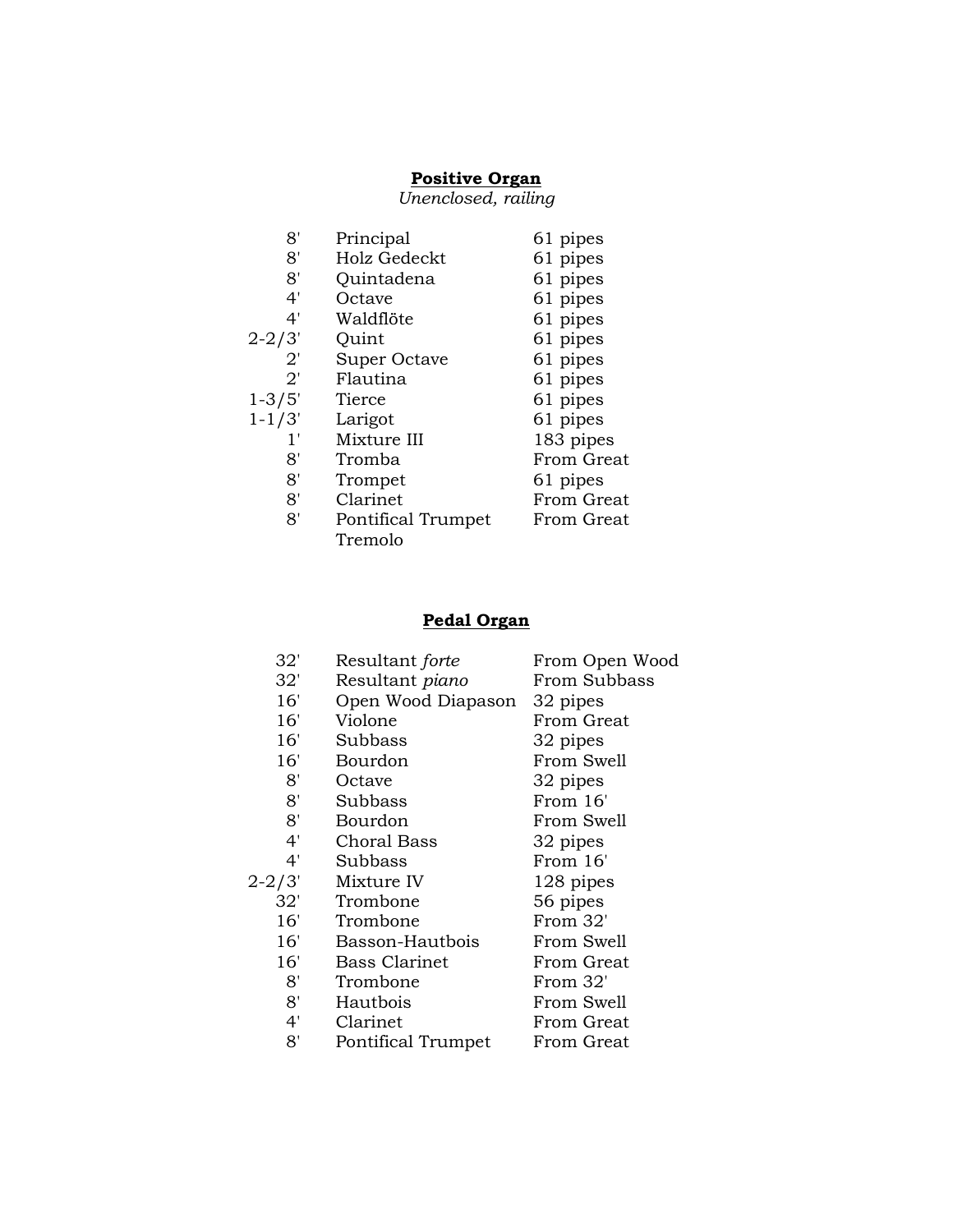## Positive Organ

*Unenclosed, railing*

| | | |
|---|---|---|
| 8' | Principal | 61 pipes |
| 8' | Holz Gedeckt | 61 pipes |
| 8' | Quintadena | 61 pipes |
| 4' | Octave | 61 pipes |
| 4' | Waldflöte | 61 pipes |
| 2-2/3' | Quint | 61 pipes |
| 2' | Super Octave | 61 pipes |
| 2' | Flautina | 61 pipes |
| 1-3/5' | Tierce | 61 pipes |
| 1-1/3' | Larigot | 61 pipes |
| 1' | Mixture III | 183 pipes |
| 8' | Tromba | From Great |
| 8' | Trompet | 61 pipes |
| 8' | Clarinet | From Great |
| 8' | Pontifical Trumpet | From Great |
| | Tremolo | |

## Pedal Organ

| | | |
|---|---|---|
| 32' | Resultant *forte* | From Open Wood |
| 32' | Resultant *piano* | From Subbass |
| 16' | Open Wood Diapason | 32 pipes |
| 16' | Violone | From Great |
| 16' | Subbass | 32 pipes |
| 16' | Bourdon | From Swell |
| 8' | Octave | 32 pipes |
| 8' | Subbass | From 16' |
| 8' | Bourdon | From Swell |
| 4' | Choral Bass | 32 pipes |
| 4' | Subbass | From 16' |
| 2-2/3' | Mixture IV | 128 pipes |
| 32' | Trombone | 56 pipes |
| 16' | Trombone | From 32' |
| 16' | Basson-Hautbois | From Swell |
| 16' | Bass Clarinet | From Great |
| 8' | Trombone | From 32' |
| 8' | Hautbois | From Swell |
| 4' | Clarinet | From Great |
| 8' | Pontifical Trumpet | From Great |